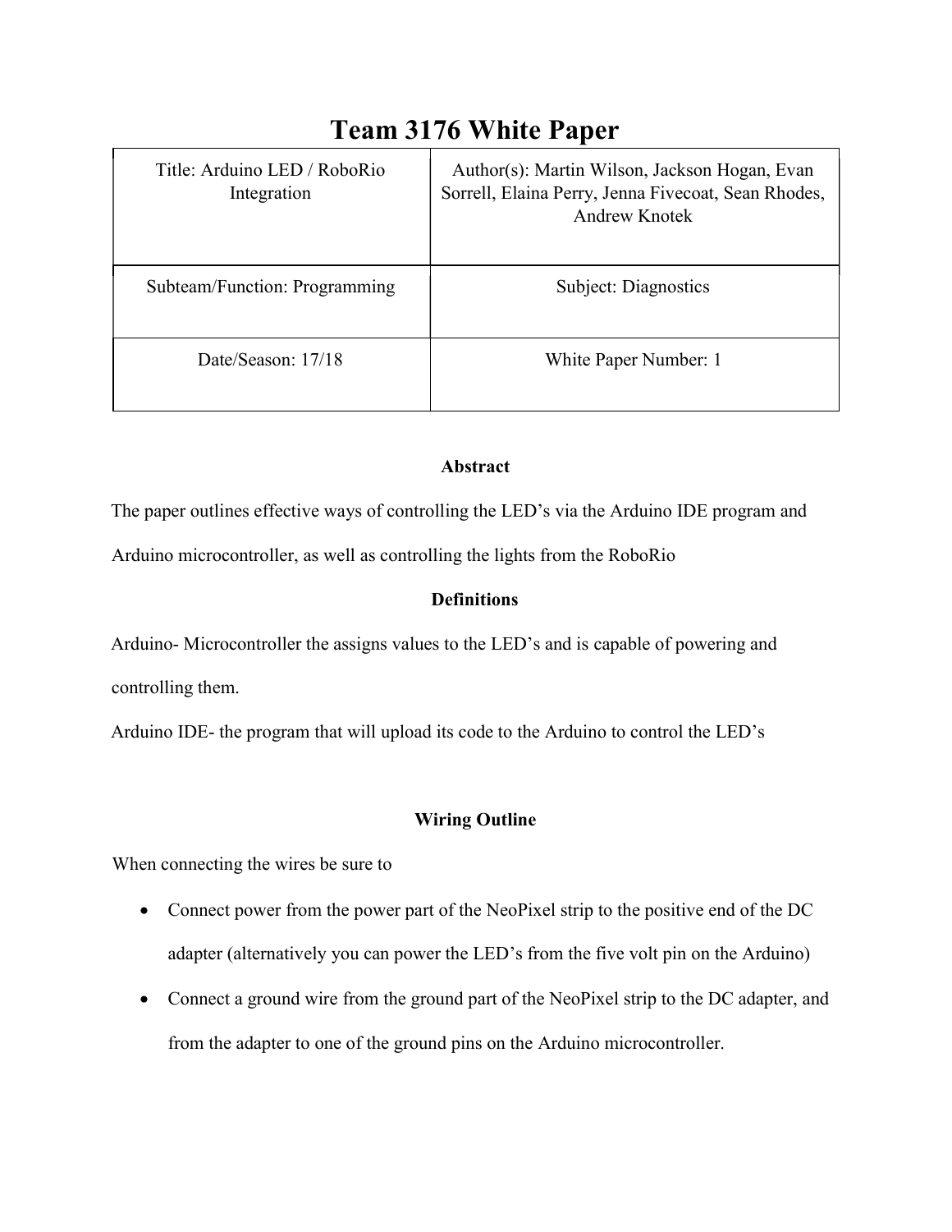# Team 3176 White Paper

| Title: Arduino LED / RoboRio Integration | Author(s): Martin Wilson, Jackson Hogan, Evan Sorrell, Elaina Perry, Jenna Fivecoat, Sean Rhodes, Andrew Knotek |
|---|---|
| Subteam/Function: Programming | Subject: Diagnostics |
| Date/Season: 17/18 | White Paper Number: 1 |

**Abstract**

The paper outlines effective ways of controlling the LED's via the Arduino IDE program and Arduino microcontroller, as well as controlling the lights from the RoboRio

**Definitions**

Arduino- Microcontroller the assigns values to the LED's and is capable of powering and controlling them.

Arduino IDE- the program that will upload its code to the Arduino to control the LED's

**Wiring Outline**

When connecting the wires be sure to

- Connect power from the power part of the NeoPixel strip to the positive end of the DC adapter (alternatively you can power the LED's from the five volt pin on the Arduino)
- Connect a ground wire from the ground part of the NeoPixel strip to the DC adapter, and from the adapter to one of the ground pins on the Arduino microcontroller.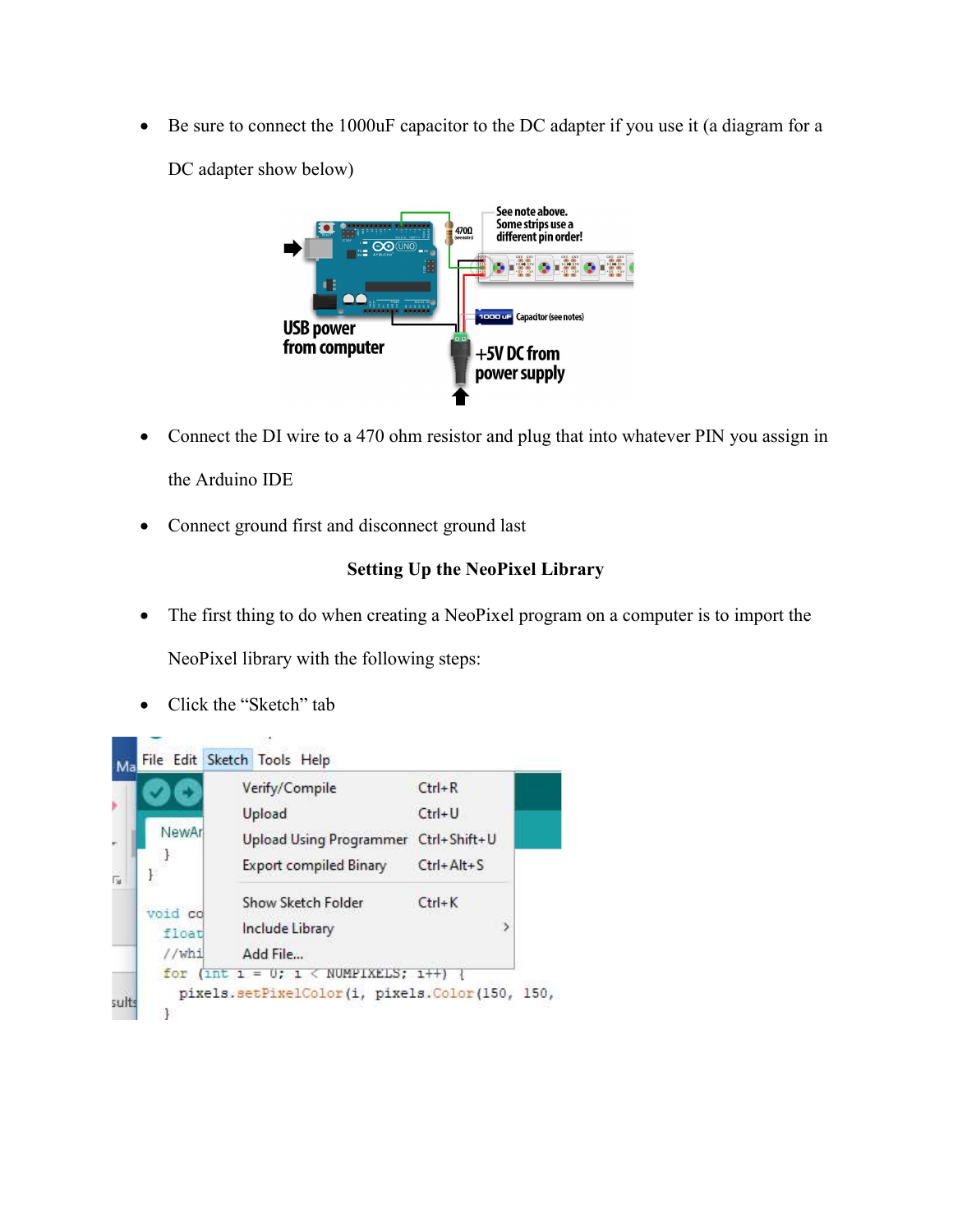- Be sure to connect the 1000uF capacitor to the DC adapter if you use it (a diagram for a DC adapter show below)

- Connect the DI wire to a 470 ohm resistor and plug that into whatever PIN you assign in the Arduino IDE
- Connect ground first and disconnect ground last

**Setting Up the NeoPixel Library**

- The first thing to do when creating a NeoPixel program on a computer is to import the NeoPixel library with the following steps:
- Click the "Sketch" tab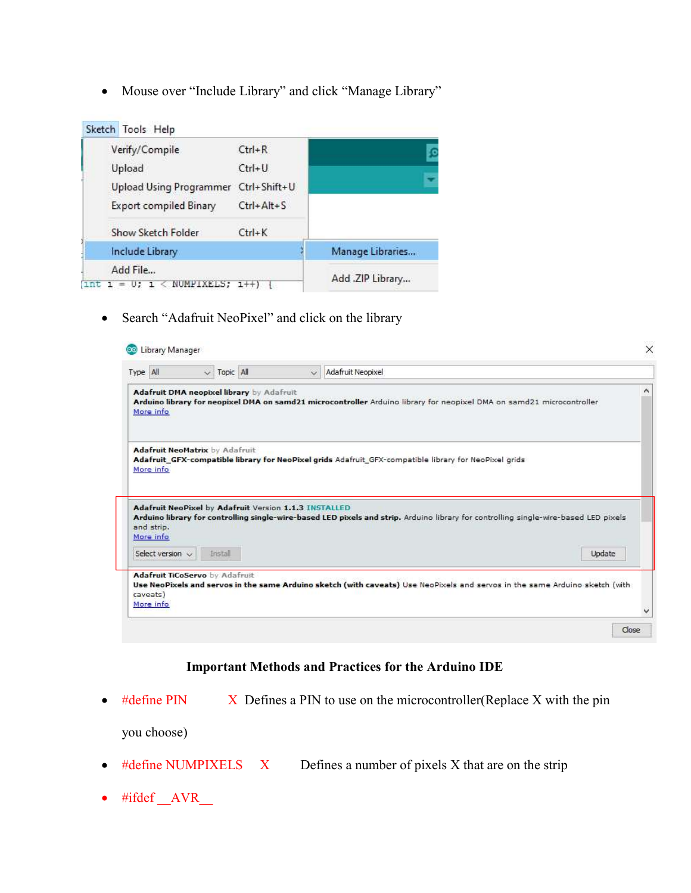- Mouse over "Include Library" and click "Manage Library"

- Search "Adafruit NeoPixel" and click on the library

**Important Methods and Practices for the Arduino IDE**

- #define PIN X Defines a PIN to use on the microcontroller(Replace X with the pin you choose)
- #define NUMPIXELS X Defines a number of pixels X that are on the strip
- #ifdef __AVR__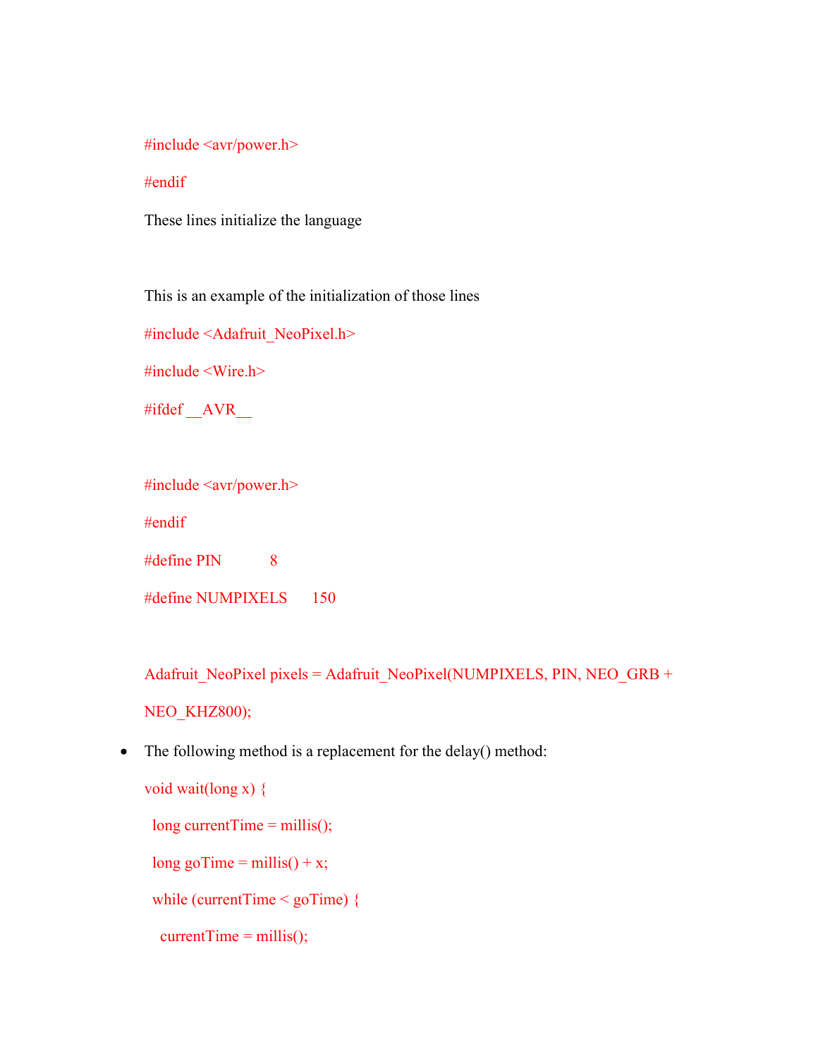```
#include <avr/power.h>
#endif
```

These lines initialize the language

This is an example of the initialization of those lines

```
#include <Adafruit_NeoPixel.h>
#include <Wire.h>
#ifdef __AVR__

#include <avr/power.h>
#endif
#define PIN         8
#define NUMPIXELS      150

Adafruit_NeoPixel pixels = Adafruit_NeoPixel(NUMPIXELS, PIN, NEO_GRB +
NEO_KHZ800);
```

- The following method is a replacement for the delay() method:

```
void wait(long x) {
  long currentTime = millis();
  long goTime = millis() + x;
  while (currentTime < goTime) {
    currentTime = millis();
```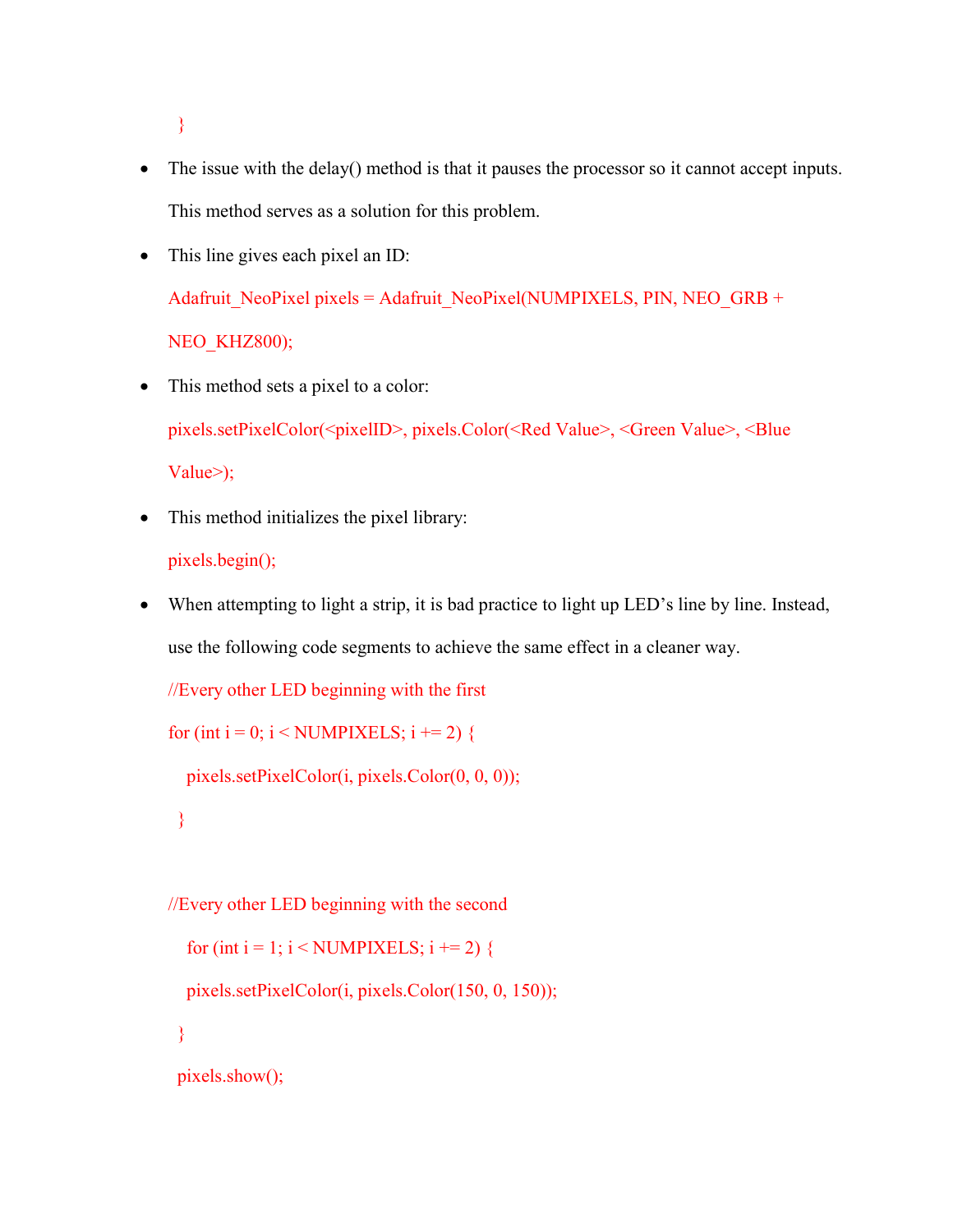```
}
```

- The issue with the delay() method is that it pauses the processor so it cannot accept inputs. This method serves as a solution for this problem.
- This line gives each pixel an ID:

```
Adafruit_NeoPixel pixels = Adafruit_NeoPixel(NUMPIXELS, PIN, NEO_GRB + NEO_KHZ800);
```

- This method sets a pixel to a color:

```
pixels.setPixelColor(<pixelID>, pixels.Color(<Red Value>, <Green Value>, <Blue Value>);
```

- This method initializes the pixel library:

```
pixels.begin();
```

- When attempting to light a strip, it is bad practice to light up LED's line by line. Instead, use the following code segments to achieve the same effect in a cleaner way.

```
//Every other LED beginning with the first
for (int i = 0; i < NUMPIXELS; i += 2) {
   pixels.setPixelColor(i, pixels.Color(0, 0, 0));
 }

//Every other LED beginning with the second
   for (int i = 1; i < NUMPIXELS; i += 2) {
   pixels.setPixelColor(i, pixels.Color(150, 0, 150));
 }
 pixels.show();
```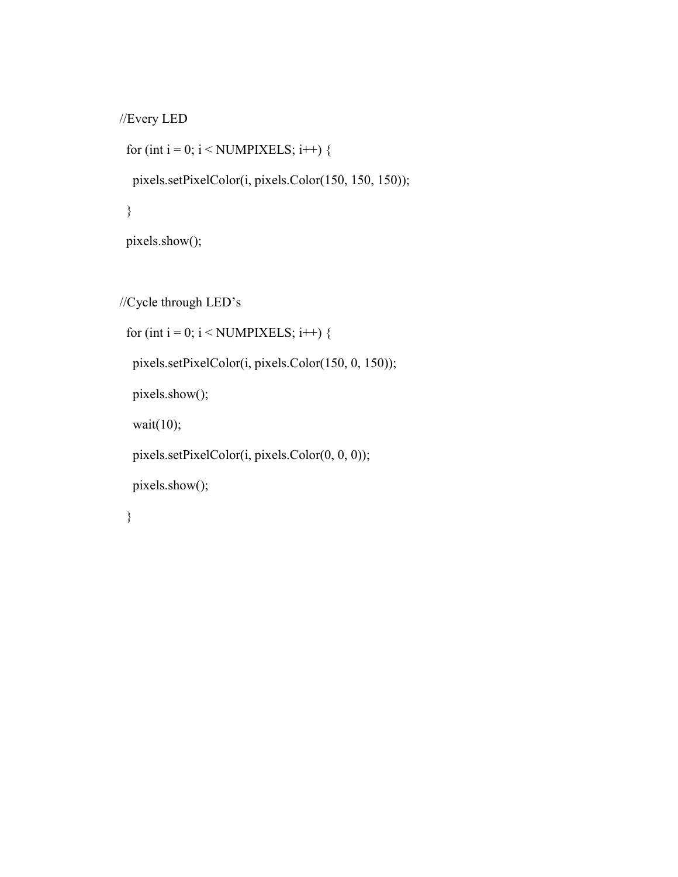```
//Every LED
  for (int i = 0; i < NUMPIXELS; i++) {
    pixels.setPixelColor(i, pixels.Color(150, 150, 150));
  }
  pixels.show();


//Cycle through LED’s
  for (int i = 0; i < NUMPIXELS; i++) {
    pixels.setPixelColor(i, pixels.Color(150, 0, 150));
    pixels.show();
    wait(10);
    pixels.setPixelColor(i, pixels.Color(0, 0, 0));
    pixels.show();
  }
```